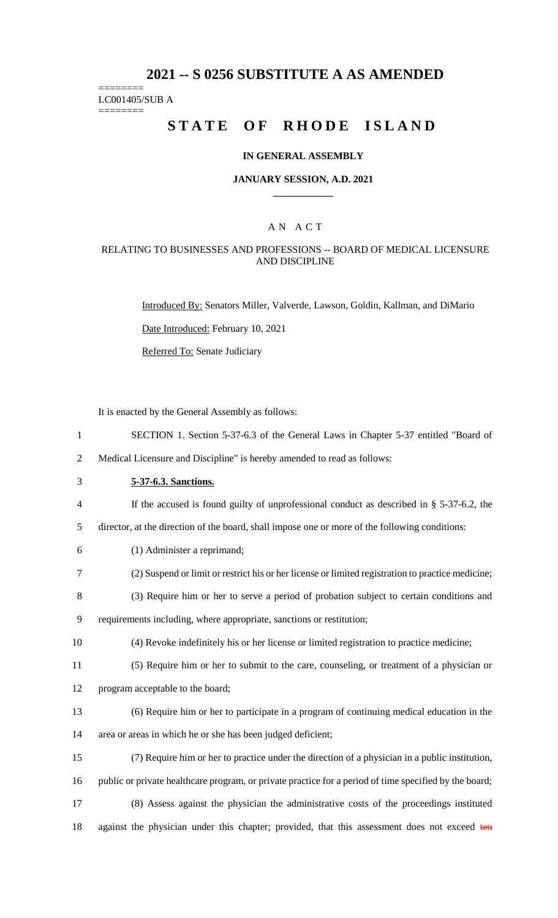# 2021 -- S 0256 SUBSTITUTE A AS AMENDED

LC001405/SUB A

# STATE OF RHODE ISLAND

## IN GENERAL ASSEMBLY

### JANUARY SESSION, A.D. 2021

## A N A C T

### RELATING TO BUSINESSES AND PROFESSIONS -- BOARD OF MEDICAL LICENSURE AND DISCIPLINE

Introduced By: Senators Miller, Valverde, Lawson, Goldin, Kallman, and DiMario

Date Introduced: February 10, 2021

Referred To: Senate Judiciary

It is enacted by the General Assembly as follows:

1 SECTION 1. Section 5-37-6.3 of the General Laws in Chapter 5-37 entitled "Board of
2 Medical Licensure and Discipline" is hereby amended to read as follows:

3 **5-37-6.3. Sanctions.**

4 If the accused is found guilty of unprofessional conduct as described in § 5-37-6.2, the
5 director, at the direction of the board, shall impose one or more of the following conditions:

6 (1) Administer a reprimand;

7 (2) Suspend or limit or restrict his or her license or limited registration to practice medicine;

8 (3) Require him or her to serve a period of probation subject to certain conditions and
9 requirements including, where appropriate, sanctions or restitution;

10 (4) Revoke indefinitely his or her license or limited registration to practice medicine;

11 (5) Require him or her to submit to the care, counseling, or treatment of a physician or
12 program acceptable to the board;

13 (6) Require him or her to participate in a program of continuing medical education in the
14 area or areas in which he or she has been judged deficient;

15 (7) Require him or her to practice under the direction of a physician in a public institution,
16 public or private healthcare program, or private practice for a period of time specified by the board;

17 (8) Assess against the physician the administrative costs of the proceedings instituted
18 against the physician under this chapter; provided, that this assessment does not exceed ~~ten~~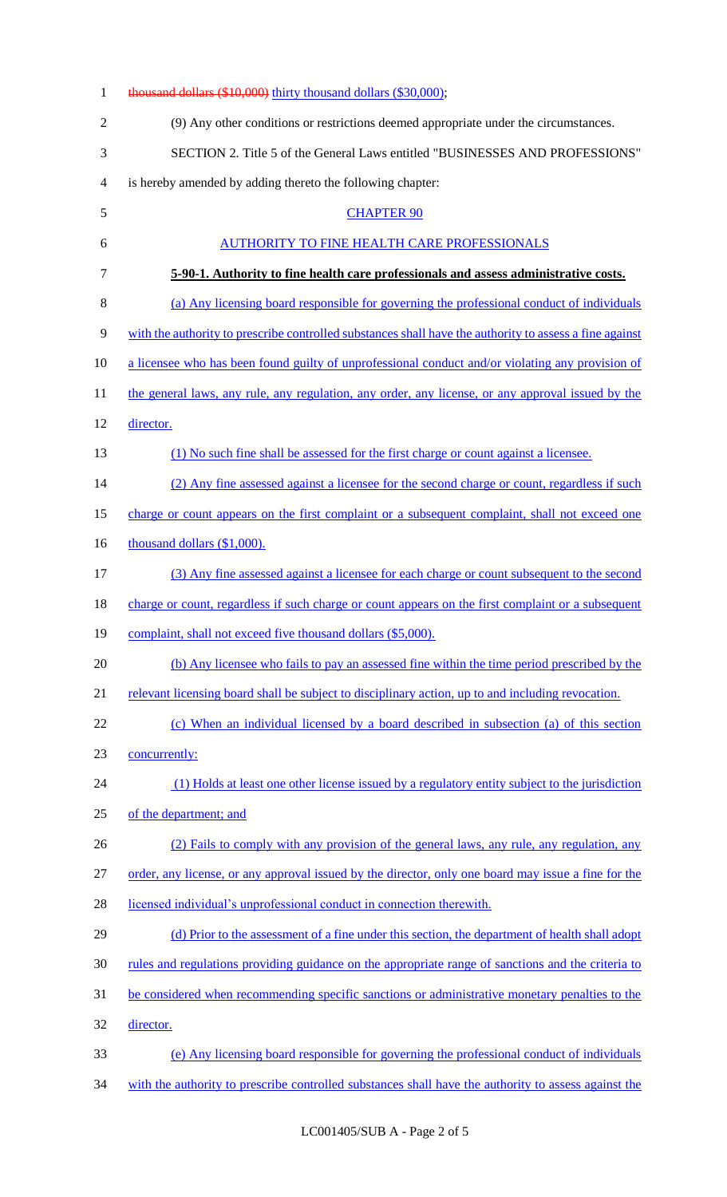~~thousand dollars ($10,000)~~ <u>thirty thousand dollars ($30,000)</u>;

(9) Any other conditions or restrictions deemed appropriate under the circumstances.

SECTION 2. Title 5 of the General Laws entitled "BUSINESSES AND PROFESSIONS" is hereby amended by adding thereto the following chapter:

<u>CHAPTER 90</u>

<u>AUTHORITY TO FINE HEALTH CARE PROFESSIONALS</u>

**<u>5-90-1. Authority to fine health care professionals and assess administrative costs.</u>**

<u>(a) Any licensing board responsible for governing the professional conduct of individuals with the authority to prescribe controlled substances shall have the authority to assess a fine against a licensee who has been found guilty of unprofessional conduct and/or violating any provision of the general laws, any rule, any regulation, any order, any license, or any approval issued by the director.</u>

<u>(1) No such fine shall be assessed for the first charge or count against a licensee.</u>

<u>(2) Any fine assessed against a licensee for the second charge or count, regardless if such charge or count appears on the first complaint or a subsequent complaint, shall not exceed one thousand dollars ($1,000).</u>

<u>(3) Any fine assessed against a licensee for each charge or count subsequent to the second charge or count, regardless if such charge or count appears on the first complaint or a subsequent complaint, shall not exceed five thousand dollars ($5,000).</u>

<u>(b) Any licensee who fails to pay an assessed fine within the time period prescribed by the relevant licensing board shall be subject to disciplinary action, up to and including revocation.</u>

<u>(c) When an individual licensed by a board described in subsection (a) of this section concurrently:</u>

<u>(1) Holds at least one other license issued by a regulatory entity subject to the jurisdiction of the department; and</u>

<u>(2) Fails to comply with any provision of the general laws, any rule, any regulation, any order, any license, or any approval issued by the director, only one board may issue a fine for the licensed individual's unprofessional conduct in connection therewith.</u>

<u>(d) Prior to the assessment of a fine under this section, the department of health shall adopt rules and regulations providing guidance on the appropriate range of sanctions and the criteria to be considered when recommending specific sanctions or administrative monetary penalties to the director.</u>

<u>(e) Any licensing board responsible for governing the professional conduct of individuals with the authority to prescribe controlled substances shall have the authority to assess against the</u>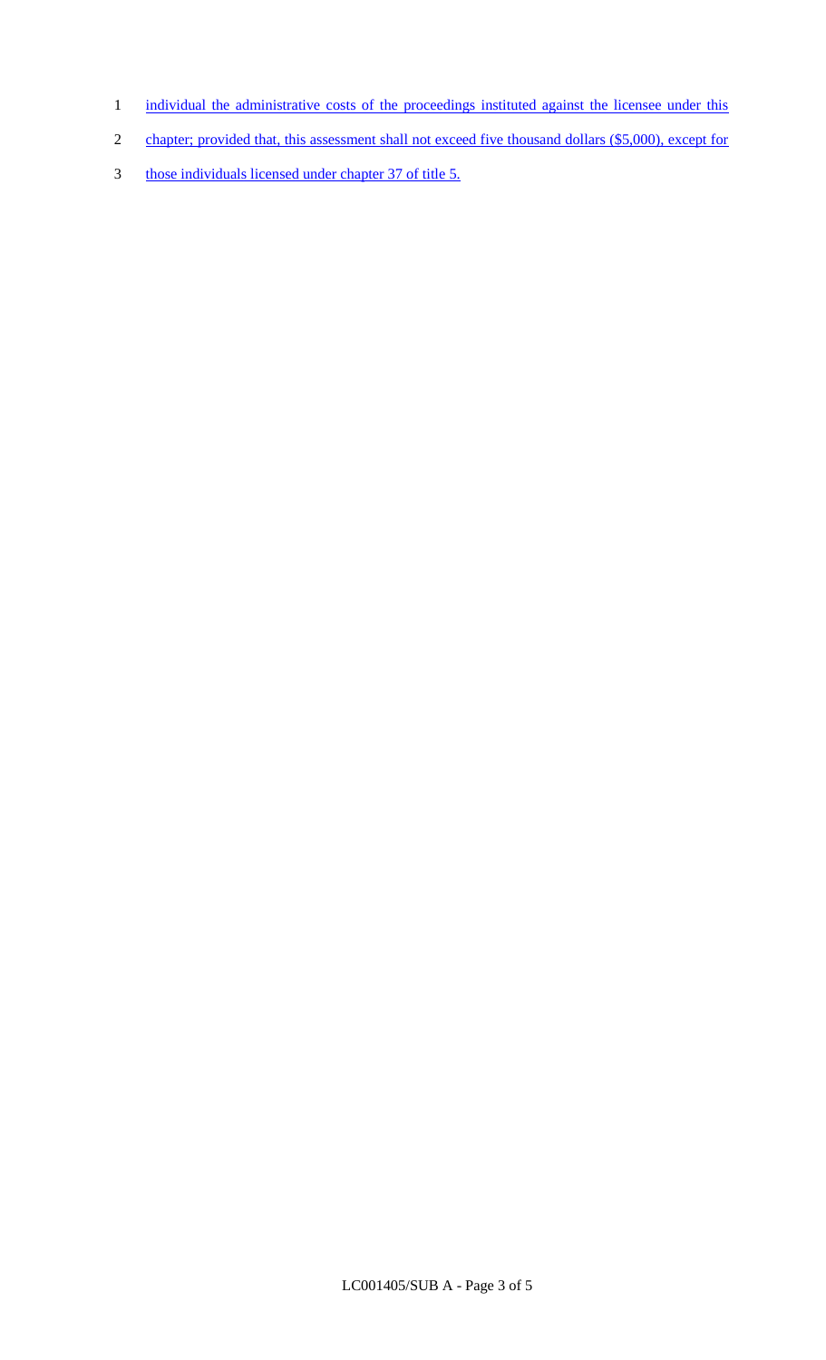individual the administrative costs of the proceedings instituted against the licensee under this chapter; provided that, this assessment shall not exceed five thousand dollars ($5,000), except for those individuals licensed under chapter 37 of title 5.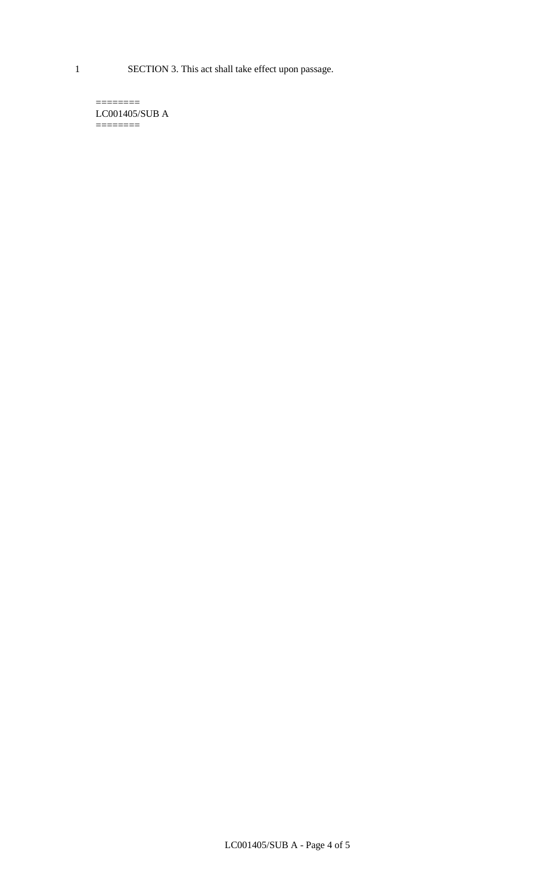SECTION 3. This act shall take effect upon passage.

========
LC001405/SUB A
========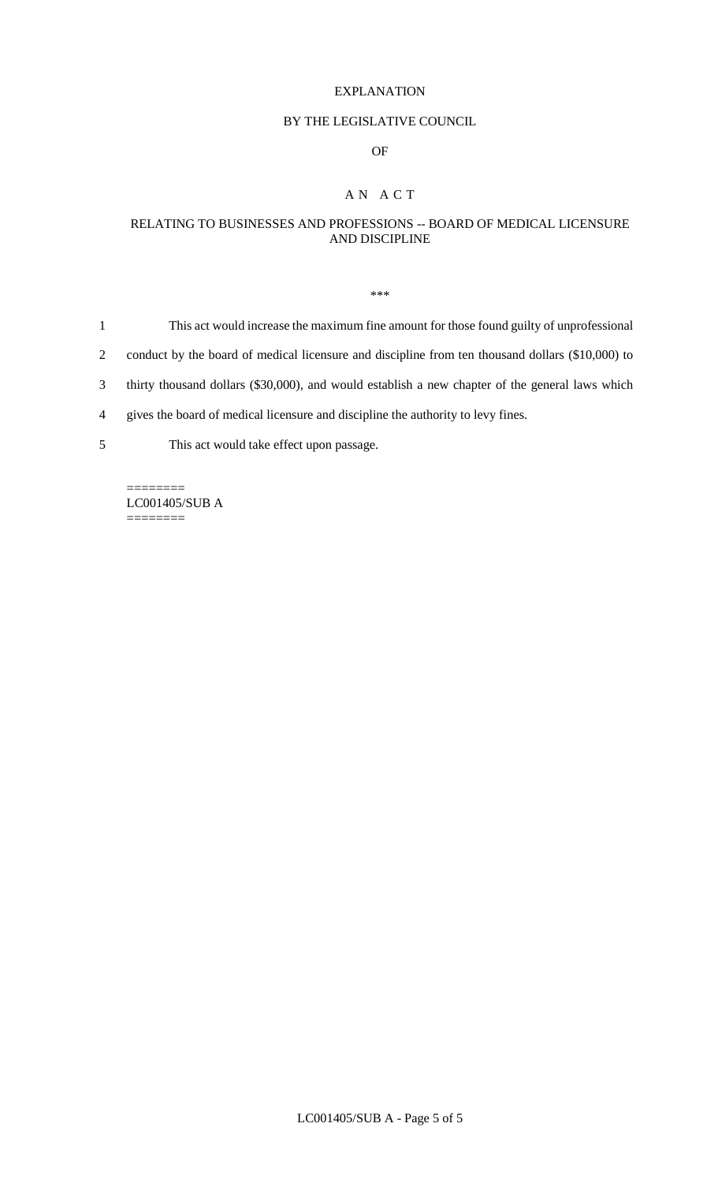EXPLANATION

BY THE LEGISLATIVE COUNCIL

OF

# A N A C T

RELATING TO BUSINESSES AND PROFESSIONS -- BOARD OF MEDICAL LICENSURE AND DISCIPLINE

\*\*\*

1 This act would increase the maximum fine amount for those found guilty of unprofessional
2 conduct by the board of medical licensure and discipline from ten thousand dollars ($10,000) to
3 thirty thousand dollars ($30,000), and would establish a new chapter of the general laws which
4 gives the board of medical licensure and discipline the authority to levy fines.
5 This act would take effect upon passage.

========
LC001405/SUB A
========